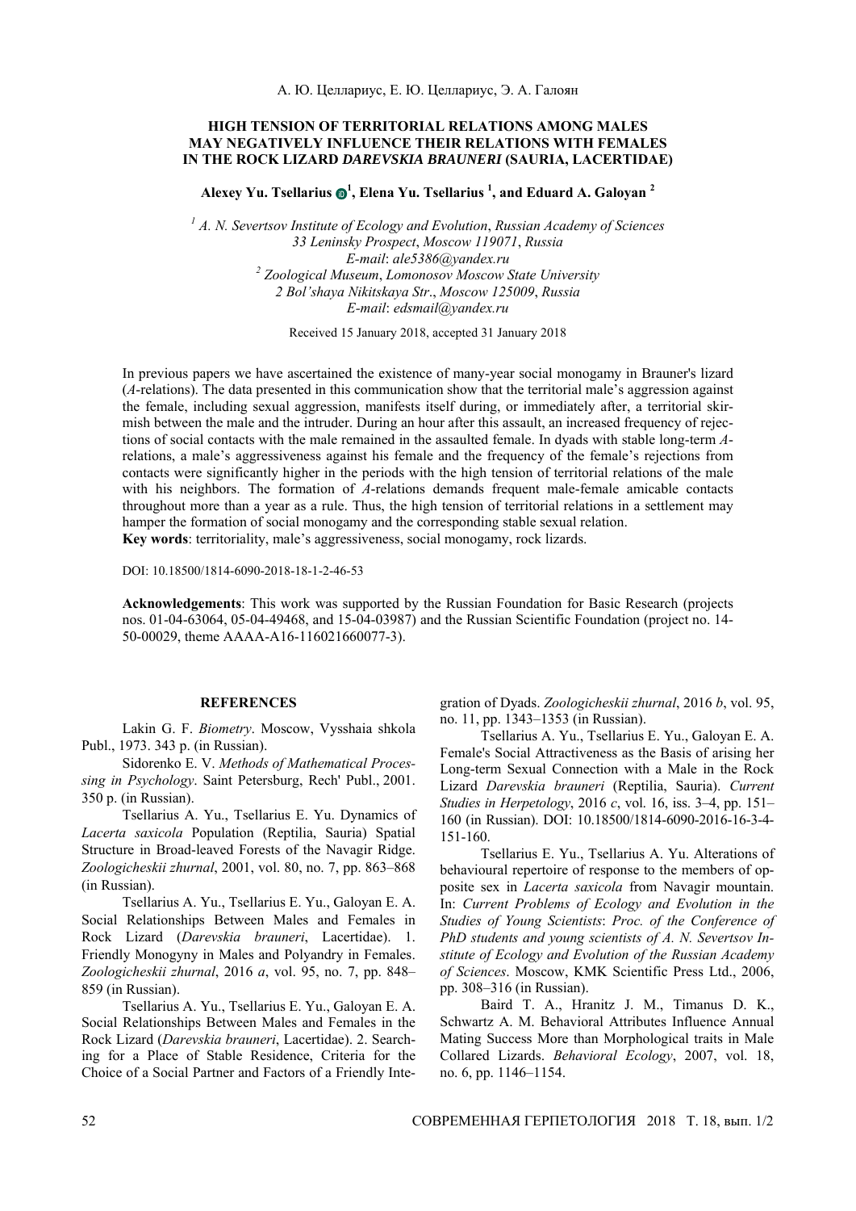А. Ю. Целлариус, Е. Ю. Целлариус, Э. А. Галоян

## HIGH TENSION OF TERRITORIAL RELATIONS AMONG MALES MAY NEGATIVELY INFLUENCE THEIR RELATIONS WITH FEMALES IN THE ROCK LIZARD *DAREVSKIA BRAUNERI* (SAURIA, LACERTIDAE)

**Alexey Yu. Tsellarius [1], Elena Yu. Tsellarius [1], and Eduard A. Galoyan [2]**

[1] *A. N. Severtsov Institute of Ecology and Evolution*, *Russian Academy of Sciences*
*33 Leninsky Prospect*, *Moscow 119071*, *Russia*
*E-mail*: *ale5386@yandex.ru*
[2] *Zoological Museum*, *Lomonosov Moscow State University*
*2 Bol'shaya Nikitskaya Str*., *Moscow 125009*, *Russia*
*E-mail*: *edsmail@yandex.ru*

Received 15 January 2018, accepted 31 January 2018

In previous papers we have ascertained the existence of many-year social monogamy in Brauner's lizard (*A*-relations). The data presented in this communication show that the territorial male's aggression against the female, including sexual aggression, manifests itself during, or immediately after, a territorial skirmish between the male and the intruder. During an hour after this assault, an increased frequency of rejections of social contacts with the male remained in the assaulted female. In dyads with stable long-term *A*-relations, a male's aggressiveness against his female and the frequency of the female's rejections from contacts were significantly higher in the periods with the high tension of territorial relations of the male with his neighbors. The formation of *A*-relations demands frequent male-female amicable contacts throughout more than a year as a rule. Thus, the high tension of territorial relations in a settlement may hamper the formation of social monogamy and the corresponding stable sexual relation.
**Key words**: territoriality, male's aggressiveness, social monogamy, rock lizards.

DOI: 10.18500/1814-6090-2018-18-1-2-46-53

**Acknowledgements**: This work was supported by the Russian Foundation for Basic Research (projects nos. 01-04-63064, 05-04-49468, and 15-04-03987) and the Russian Scientific Foundation (project no. 14-50-00029, theme AAAA-A16-116021660077-3).

### REFERENCES

Lakin G. F. *Biometry*. Moscow, Vysshaia shkola Publ., 1973. 343 p. (in Russian).

Sidorenko E. V. *Methods of Mathematical Processing in Psychology*. Saint Petersburg, Rech' Publ., 2001. 350 p. (in Russian).

Tsellarius A. Yu., Tsellarius E. Yu. Dynamics of *Lacerta saxicola* Population (Reptilia, Sauria) Spatial Structure in Broad-leaved Forests of the Navagir Ridge. *Zoologicheskii zhurnal*, 2001, vol. 80, no. 7, pp. 863–868 (in Russian).

Tsellarius A. Yu., Tsellarius E. Yu., Galoyan E. A. Social Relationships Between Males and Females in Rock Lizard (*Darevskia brauneri*, Lacertidae). 1. Friendly Monogyny in Males and Polyandry in Females. *Zoologicheskii zhurnal*, 2016 *a*, vol. 95, no. 7, pp. 848–859 (in Russian).

Tsellarius A. Yu., Tsellarius E. Yu., Galoyan E. A. Social Relationships Between Males and Females in the Rock Lizard (*Darevskia brauneri*, Lacertidae). 2. Searching for a Place of Stable Residence, Criteria for the Choice of a Social Partner and Factors of a Friendly Integration of Dyads. *Zoologicheskii zhurnal*, 2016 *b*, vol. 95, no. 11, pp. 1343–1353 (in Russian).

Tsellarius A. Yu., Tsellarius E. Yu., Galoyan E. A. Female's Social Attractiveness as the Basis of arising her Long-term Sexual Connection with a Male in the Rock Lizard *Darevskia brauneri* (Reptilia, Sauria). *Current Studies in Herpetology*, 2016 *c*, vol. 16, iss. 3–4, pp. 151–160 (in Russian). DOI: 10.18500/1814-6090-2016-16-3-4-151-160.

Tsellarius E. Yu., Tsellarius A. Yu. Alterations of behavioural repertoire of response to the members of opposite sex in *Lacerta saxicola* from Navagir mountain. In: *Current Problems of Ecology and Evolution in the Studies of Young Scientists*: *Proc. of the Conference of PhD students and young scientists of A. N. Severtsov Institute of Ecology and Evolution of the Russian Academy of Sciences*. Moscow, KMK Scientific Press Ltd., 2006, pp. 308–316 (in Russian).

Baird T. A., Hranitz J. M., Timanus D. K., Schwartz A. M. Behavioral Attributes Influence Annual Mating Success More than Morphological traits in Male Collared Lizards. *Behavioral Ecology*, 2007, vol. 18, no. 6, pp. 1146–1154.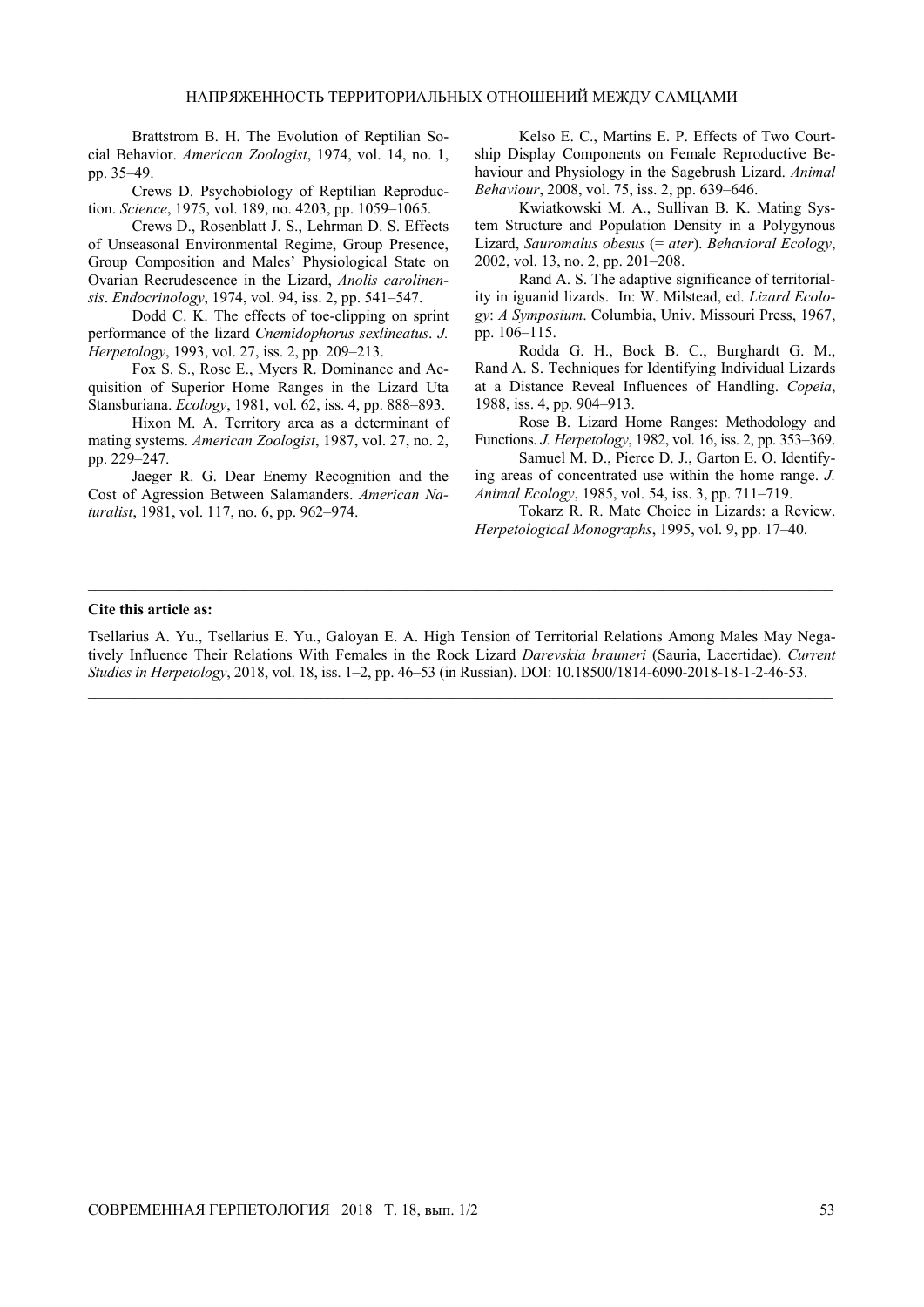Brattstrom B. H. The Evolution of Reptilian Social Behavior. *American Zoologist*, 1974, vol. 14, no. 1, pp. 35–49.

Crews D. Psychobiology of Reptilian Reproduction. *Science*, 1975, vol. 189, no. 4203, pp. 1059–1065.

Crews D., Rosenblatt J. S., Lehrman D. S. Effects of Unseasonal Environmental Regime, Group Presence, Group Composition and Males' Physiological State on Ovarian Recrudescence in the Lizard, *Anolis carolinensis*. *Endocrinology*, 1974, vol. 94, iss. 2, pp. 541–547.

Dodd C. K. The effects of toe-clipping on sprint performance of the lizard *Cnemidophorus sexlineatus*. *J. Herpetology*, 1993, vol. 27, iss. 2, pp. 209–213.

Fox S. S., Rose E., Myers R. Dominance and Acquisition of Superior Home Ranges in the Lizard Uta Stansburiana. *Ecology*, 1981, vol. 62, iss. 4, pp. 888–893.

Hixon M. A. Territory area as a determinant of mating systems. *American Zoologist*, 1987, vol. 27, no. 2, pp. 229–247.

Jaeger R. G. Dear Enemy Recognition and the Cost of Agression Between Salamanders. *American Naturalist*, 1981, vol. 117, no. 6, pp. 962–974.

Kelso E. C., Martins E. P. Effects of Two Courtship Display Components on Female Reproductive Behaviour and Physiology in the Sagebrush Lizard. *Animal Behaviour*, 2008, vol. 75, iss. 2, pp. 639–646.

Kwiatkowski M. A., Sullivan B. K. Mating System Structure and Population Density in a Polygynous Lizard, *Sauromalus obesus* (= *ater*). *Behavioral Ecology*, 2002, vol. 13, no. 2, pp. 201–208.

Rand A. S. The adaptive significance of territoriality in iguanid lizards. In: W. Milstead, ed. *Lizard Ecology*: *A Symposium*. Columbia, Univ. Missouri Press, 1967, pp. 106–115.

Rodda G. H., Bock B. C., Burghardt G. M., Rand A. S. Techniques for Identifying Individual Lizards at a Distance Reveal Influences of Handling. *Copeia*, 1988, iss. 4, pp. 904–913.

Rose B. Lizard Home Ranges: Methodology and Functions. *J. Herpetology*, 1982, vol. 16, iss. 2, pp. 353–369.

Samuel M. D., Pierce D. J., Garton E. O. Identifying areas of concentrated use within the home range. *J. Animal Ecology*, 1985, vol. 54, iss. 3, pp. 711–719.

Tokarz R. R. Mate Choice in Lizards: a Review. *Herpetological Monographs*, 1995, vol. 9, pp. 17–40.

---

**Cite this article as:**

Tsellarius A. Yu., Tsellarius E. Yu., Galoyan E. A. High Tension of Territorial Relations Among Males May Negatively Influence Their Relations With Females in the Rock Lizard *Darevskia brauneri* (Sauria, Lacertidae). *Current Studies in Herpetology*, 2018, vol. 18, iss. 1–2, pp. 46–53 (in Russian). DOI: 10.18500/1814-6090-2018-18-1-2-46-53.

---